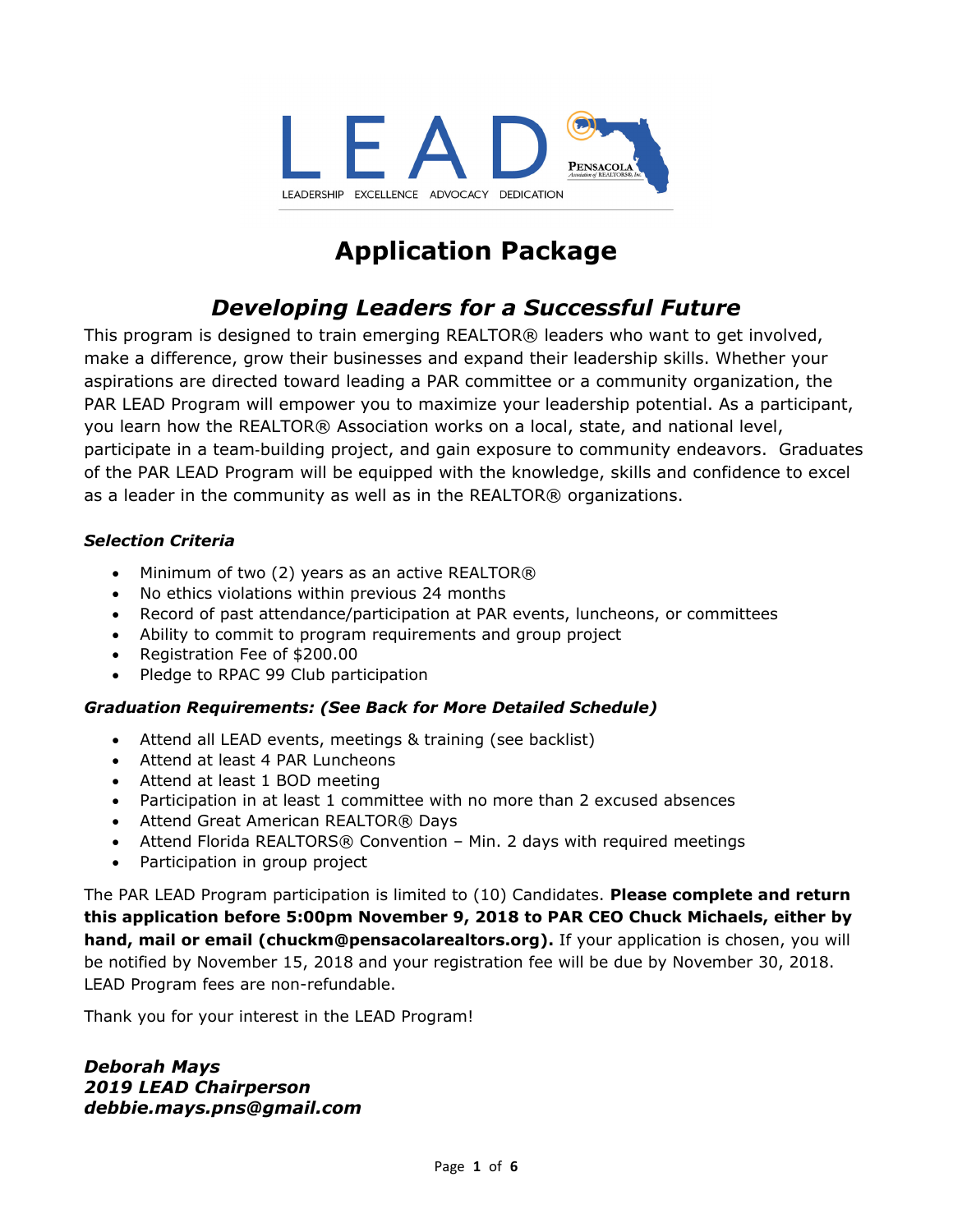LEAD

LEADERSHIP EXCELLENCE ADVOCACY DEDICATION

PENSACOLA Association of REALTORS®, Inc.

# Application Package

## *Developing Leaders for a Successful Future*

This program is designed to train emerging REALTOR® leaders who want to get involved, make a difference, grow their businesses and expand their leadership skills. Whether your aspirations are directed toward leading a PAR committee or a community organization, the PAR LEAD Program will empower you to maximize your leadership potential. As a participant, you learn how the REALTOR® Association works on a local, state, and national level, participate in a team-building project, and gain exposure to community endeavors. Graduates of the PAR LEAD Program will be equipped with the knowledge, skills and confidence to excel as a leader in the community as well as in the REALTOR® organizations.

### *Selection Criteria*

- Minimum of two (2) years as an active REALTOR®
- No ethics violations within previous 24 months
- Record of past attendance/participation at PAR events, luncheons, or committees
- Ability to commit to program requirements and group project
- Registration Fee of $200.00
- Pledge to RPAC 99 Club participation

### *Graduation Requirements: (See Back for More Detailed Schedule)*

- Attend all LEAD events, meetings & training (see backlist)
- Attend at least 4 PAR Luncheons
- Attend at least 1 BOD meeting
- Participation in at least 1 committee with no more than 2 excused absences
- Attend Great American REALTOR® Days
- Attend Florida REALTORS® Convention – Min. 2 days with required meetings
- Participation in group project

The PAR LEAD Program participation is limited to (10) Candidates. **Please complete and return this application before 5:00pm November 9, 2018 to PAR CEO Chuck Michaels, either by hand, mail or email (chuckm@pensacolarealtors.org).** If your application is chosen, you will be notified by November 15, 2018 and your registration fee will be due by November 30, 2018. LEAD Program fees are non-refundable.

Thank you for your interest in the LEAD Program!

***Deborah Mays***
***2019 LEAD Chairperson***
***debbie.mays.pns@gmail.com***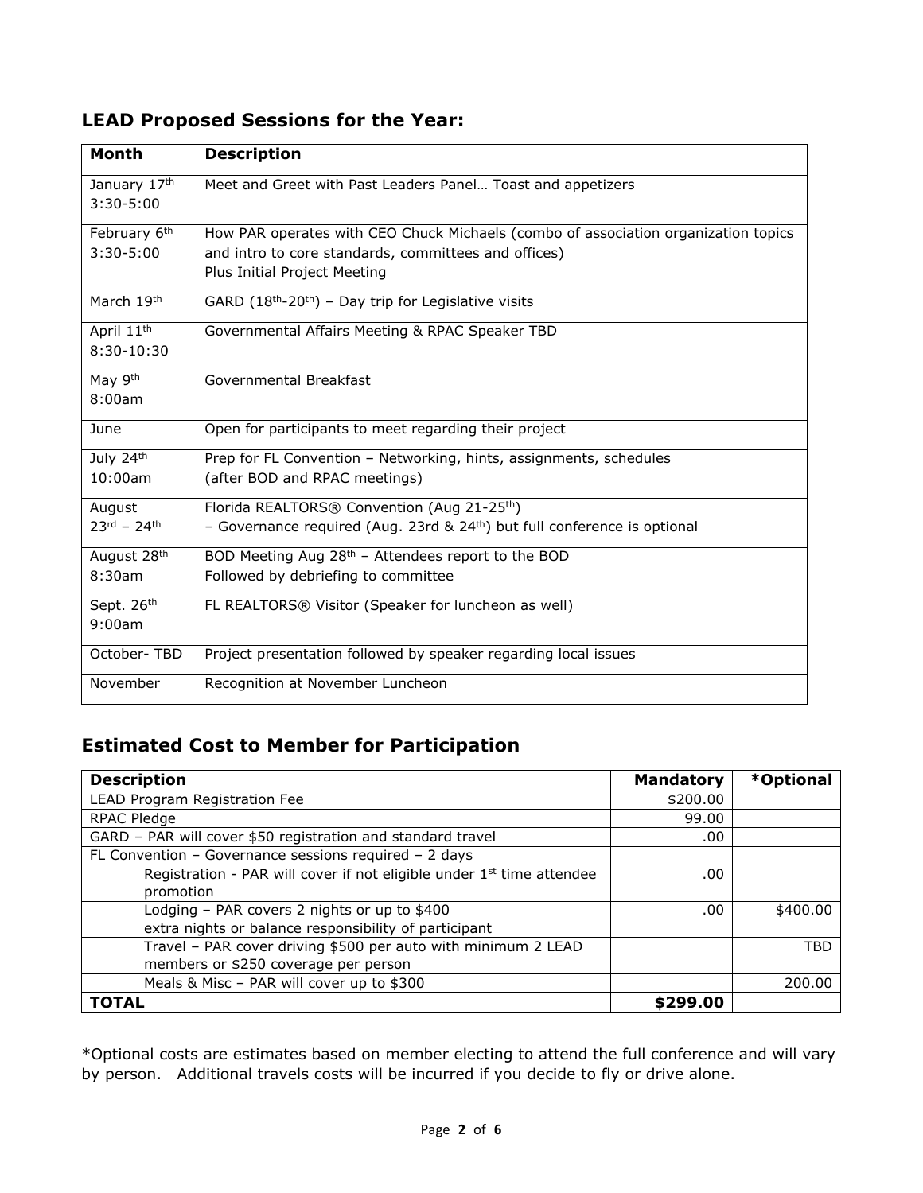## LEAD Proposed Sessions for the Year:

| Month | Description |
|---|---|
| January 17th 3:30-5:00 | Meet and Greet with Past Leaders Panel… Toast and appetizers |
| February 6th 3:30-5:00 | How PAR operates with CEO Chuck Michaels (combo of association organization topics and intro to core standards, committees and offices) Plus Initial Project Meeting |
| March 19th | GARD (18th-20th) – Day trip for Legislative visits |
| April 11th 8:30-10:30 | Governmental Affairs Meeting & RPAC Speaker TBD |
| May 9th 8:00am | Governmental Breakfast |
| June | Open for participants to meet regarding their project |
| July 24th 10:00am | Prep for FL Convention – Networking, hints, assignments, schedules (after BOD and RPAC meetings) |
| August 23rd – 24th | Florida REALTORS® Convention (Aug 21-25th) – Governance required (Aug. 23rd & 24th) but full conference is optional |
| August 28th 8:30am | BOD Meeting Aug 28th – Attendees report to the BOD Followed by debriefing to committee |
| Sept. 26th 9:00am | FL REALTORS® Visitor (Speaker for luncheon as well) |
| October- TBD | Project presentation followed by speaker regarding local issues |
| November | Recognition at November Luncheon |

## Estimated Cost to Member for Participation

| Description | Mandatory | *Optional |
|---|---|---|
| LEAD Program Registration Fee | $200.00 | |
| RPAC Pledge | 99.00 | |
| GARD – PAR will cover $50 registration and standard travel | .00 | |
| FL Convention – Governance sessions required – 2 days | | |
| Registration - PAR will cover if not eligible under 1st time attendee promotion | .00 | |
| Lodging – PAR covers 2 nights or up to $400 extra nights or balance responsibility of participant | .00 | $400.00 |
| Travel – PAR cover driving $500 per auto with minimum 2 LEAD members or $250 coverage per person | | TBD |
| Meals & Misc – PAR will cover up to $300 | | 200.00 |
| **TOTAL** | **$299.00** | |

*Optional costs are estimates based on member electing to attend the full conference and will vary by person. Additional travels costs will be incurred if you decide to fly or drive alone.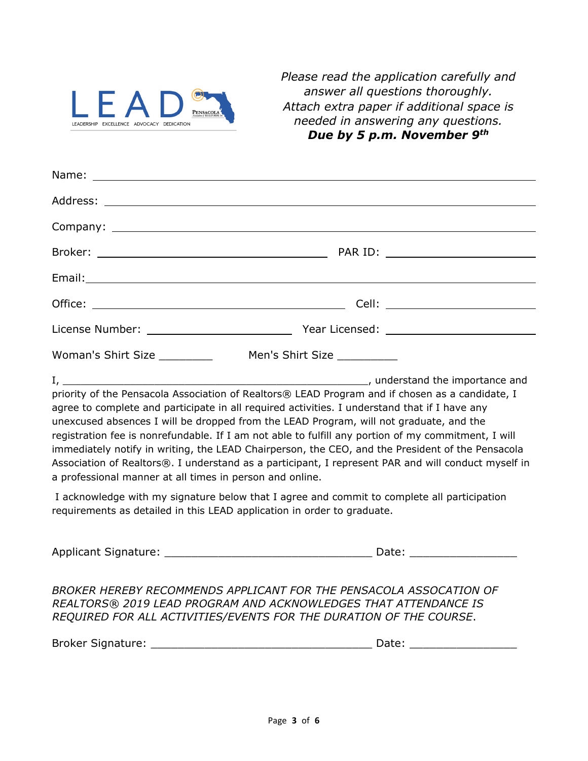LEAD
LEADERSHIP EXCELLENCE ADVOCACY DEDICATION

*Please read the application carefully and answer all questions thoroughly. Attach extra paper if additional space is needed in answering any questions.*
***Due by 5 p.m. November 9th***

Name: ____________________________________________

Address: ____________________________________________

Company: ____________________________________________

Broker: ______________________ PAR ID: ______________________

Email: ____________________________________________

Office: ______________________ Cell: ______________________

License Number: ______________________ Year Licensed: ______________________

Woman's Shirt Size _________ Men's Shirt Size __________

I, _______________________________________________, understand the importance and priority of the Pensacola Association of Realtors® LEAD Program and if chosen as a candidate, I agree to complete and participate in all required activities. I understand that if I have any unexcused absences I will be dropped from the LEAD Program, will not graduate, and the registration fee is nonrefundable. If I am not able to fulfill any portion of my commitment, I will immediately notify in writing, the LEAD Chairperson, the CEO, and the President of the Pensacola Association of Realtors®. I understand as a participant, I represent PAR and will conduct myself in a professional manner at all times in person and online.

I acknowledge with my signature below that I agree and commit to complete all participation requirements as detailed in this LEAD application in order to graduate.

Applicant Signature: _________________________________ Date: _________________

*BROKER HEREBY RECOMMENDS APPLICANT FOR THE PENSACOLA ASSOCATION OF REALTORS® 2019 LEAD PROGRAM AND ACKNOWLEDGES THAT ATTENDANCE IS REQUIRED FOR ALL ACTIVITIES/EVENTS FOR THE DURATION OF THE COURSE.*

Broker Signature: ___________________________________ Date: _________________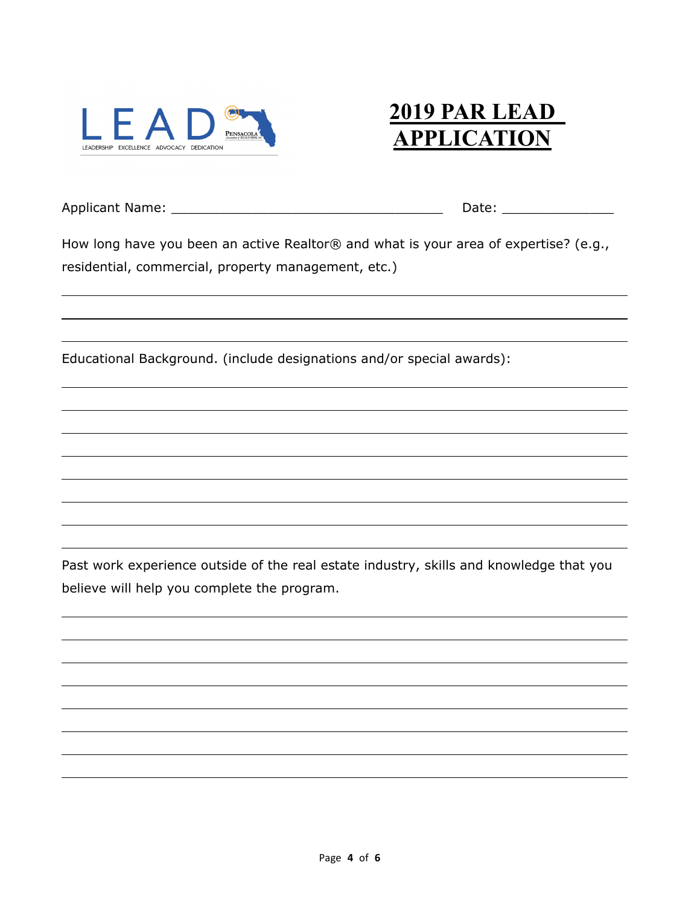# 2019 PAR LEAD APPLICATION

Applicant Name: ___________________________________ Date: ______________

How long have you been an active Realtor® and what is your area of expertise? (e.g., residential, commercial, property management, etc.)

Educational Background. (include designations and/or special awards):

Past work experience outside of the real estate industry, skills and knowledge that you believe will help you complete the program.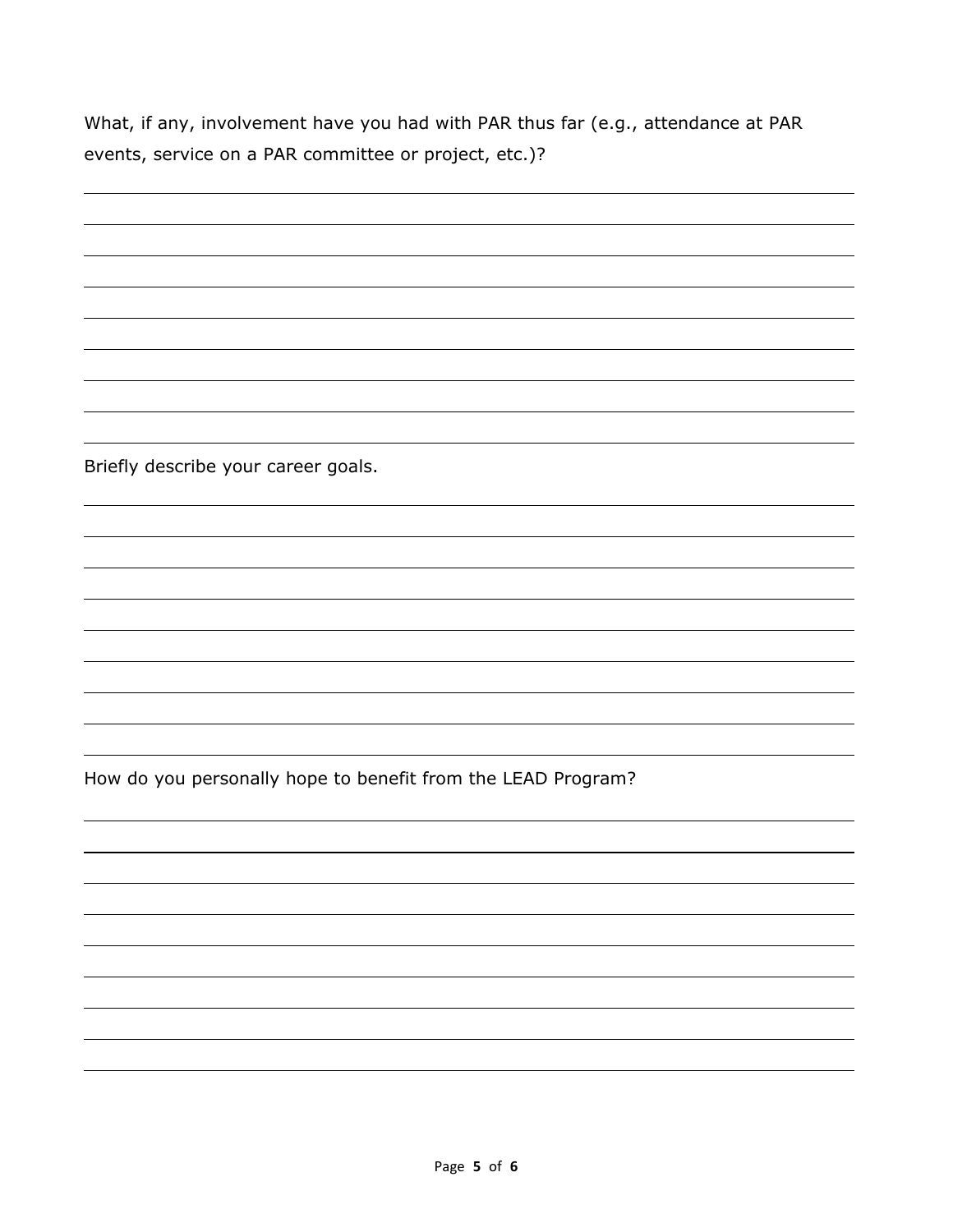What, if any, involvement have you had with PAR thus far (e.g., attendance at PAR events, service on a PAR committee or project, etc.)?

Briefly describe your career goals.

How do you personally hope to benefit from the LEAD Program?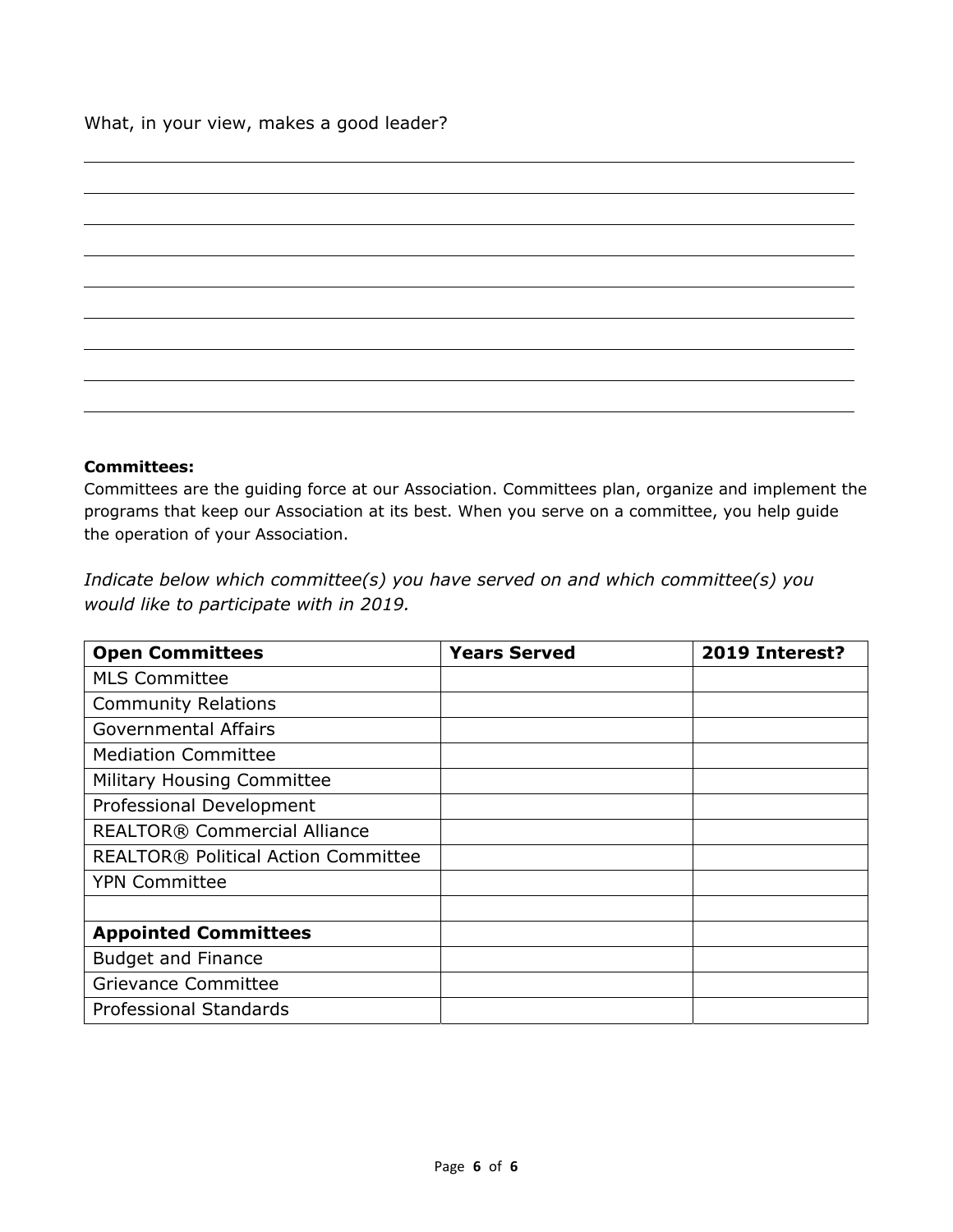What, in your view, makes a good leader?

**Committees:**
Committees are the guiding force at our Association. Committees plan, organize and implement the programs that keep our Association at its best. When you serve on a committee, you help guide the operation of your Association.

*Indicate below which committee(s) you have served on and which committee(s) you would like to participate with in 2019.*

| **Open Committees** | **Years Served** | **2019 Interest?** |
|---|---|---|
| MLS Committee | | |
| Community Relations | | |
| Governmental Affairs | | |
| Mediation Committee | | |
| Military Housing Committee | | |
| Professional Development | | |
| REALTOR® Commercial Alliance | | |
| REALTOR® Political Action Committee | | |
| YPN Committee | | |
| | | |
| **Appointed Committees** | | |
| Budget and Finance | | |
| Grievance Committee | | |
| Professional Standards | | |